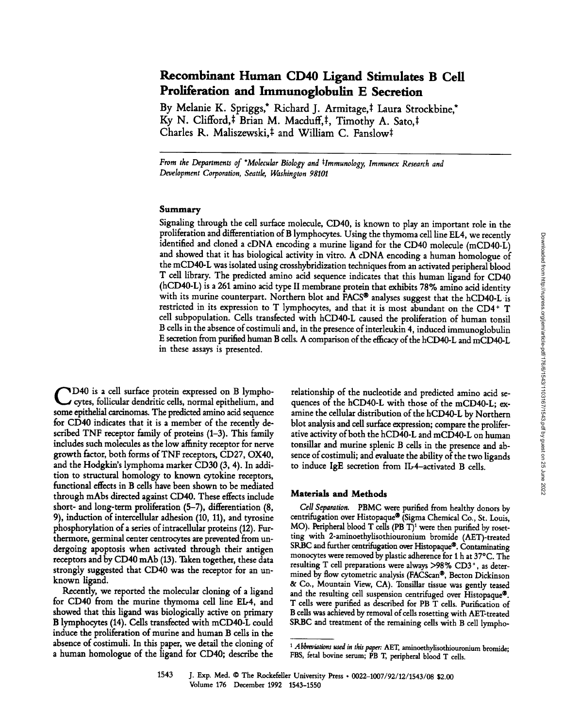# Recombinant Human CD40 Ligand Stimulates B Cell Proliferation and Immunoglobulin E Secretion

By Melanie K. Spriggs,* Richard J. Armitage,‡ Laura Strockbine,* Ky N. Clifford,‡ Brian M. Macduff,‡, Timothy A. Sato,‡ Charles R. Maliszewski,‡ and William C. Fanslow‡

*From the Departments of \*Molecular Biology and ‡Immunology, Immunex Research and Development Corporation, Seattle, Washington 98101*

## Summary

Signaling through the cell surface molecule, CD40, is known to play an important role in the proliferation and differentiation of B lymphocytes. Using the thymoma cell line EL4, we recently identified and cloned a cDNA encoding a murine ligand for the CD40 molecule (mCD40-L) and showed that it has biological activity in vitro. A cDNA encoding a human homologue of the mCD40-L was isolated using crosshybridization techniques from an activated peripheral blood T cell library. The predicted amino acid sequence indicates that this human ligand for CD40 (hCD40-L) is a 261 amino acid type II membrane protein that exhibits 78% amino acid identity with its murine counterpart. Northern blot and FACS® analyses suggest that the hCD40-L is restricted in its expression to T lymphocytes, and that it is most abundant on the $CD4^+$ T cell subpopulation. Cells transfected with hCD40-L caused the proliferation of human tonsil B cells in the absence of costimuli and, in the presence of interleukin 4, induced immunoglobulin E secretion from purified human B cells. A comparison of the efficacy of the hCD40-L and mCD40-L in these assays is presented.

CD40 is a cell surface protein expressed on B lymphocytes, follicular dendritic cells, normal epithelium, and some epithelial carcinomas. The predicted amino acid sequence for CD40 indicates that it is a member of the recently described TNF receptor family of proteins (1–3). This family includes such molecules as the low affinity receptor for nerve growth factor, both forms of TNF receptors, CD27, OX40, and the Hodgkin's lymphoma marker CD30 (3, 4). In addition to structural homology to known cytokine receptors, functional effects in B cells have been shown to be mediated through mAbs directed against CD40. These effects include short- and long-term proliferation (5–7), differentiation (8, 9), induction of intercellular adhesion (10, 11), and tyrosine phosphorylation of a series of intracellular proteins (12). Furthermore, germinal center centrocytes are prevented from undergoing apoptosis when activated through their antigen receptors and by CD40 mAb (13). Taken together, these data strongly suggested that CD40 was the receptor for an unknown ligand.

Recently, we reported the molecular cloning of a ligand for CD40 from the murine thymoma cell line EL-4, and showed that this ligand was biologically active on primary B lymphocytes (14). Cells transfected with mCD40-L could induce the proliferation of murine and human B cells in the absence of costimuli. In this paper, we detail the cloning of a human homologue of the ligand for CD40; describe the relationship of the nucleotide and predicted amino acid sequences of the hCD40-L with those of the mCD40-L; examine the cellular distribution of the hCD40-L by Northern blot analysis and cell surface expression; compare the proliferative activity of both the hCD40-L and mCD40-L on human tonsillar and murine splenic B cells in the presence and absence of costimuli; and evaluate the ability of the two ligands to induce IgE secretion from IL-4–activated B cells.

## Materials and Methods

*Cell Separation.* PBMC were purified from healthy donors by centrifugation over Histopaque® (Sigma Chemical Co., St. Louis, MO). Peripheral blood T cells (PB T)[1] were then purified by rosetting with 2-aminoethylisothiouronium bromide (AET)-treated SRBC and further centrifugation over Histopaque®. Contaminating monocytes were removed by plastic adherence for 1 h at 37°C. The resulting T cell preparations were always >98% $CD3^+$, as determined by flow cytometric analysis (FACScan®, Becton Dickinson & Co., Mountain View, CA). Tonsillar tissue was gently teased and the resulting cell suspension centrifuged over Histopaque®. T cells were purified as described for PB T cells. Purification of B cells was achieved by removal of cells rosetting with AET-treated SRBC and treatment of the remaining cells with B cell lympho-

[1] *Abbreviations used in this paper:* AET, aminoethylisothiouronium bromide; FBS, fetal bovine serum; PB T, peripheral blood T cells.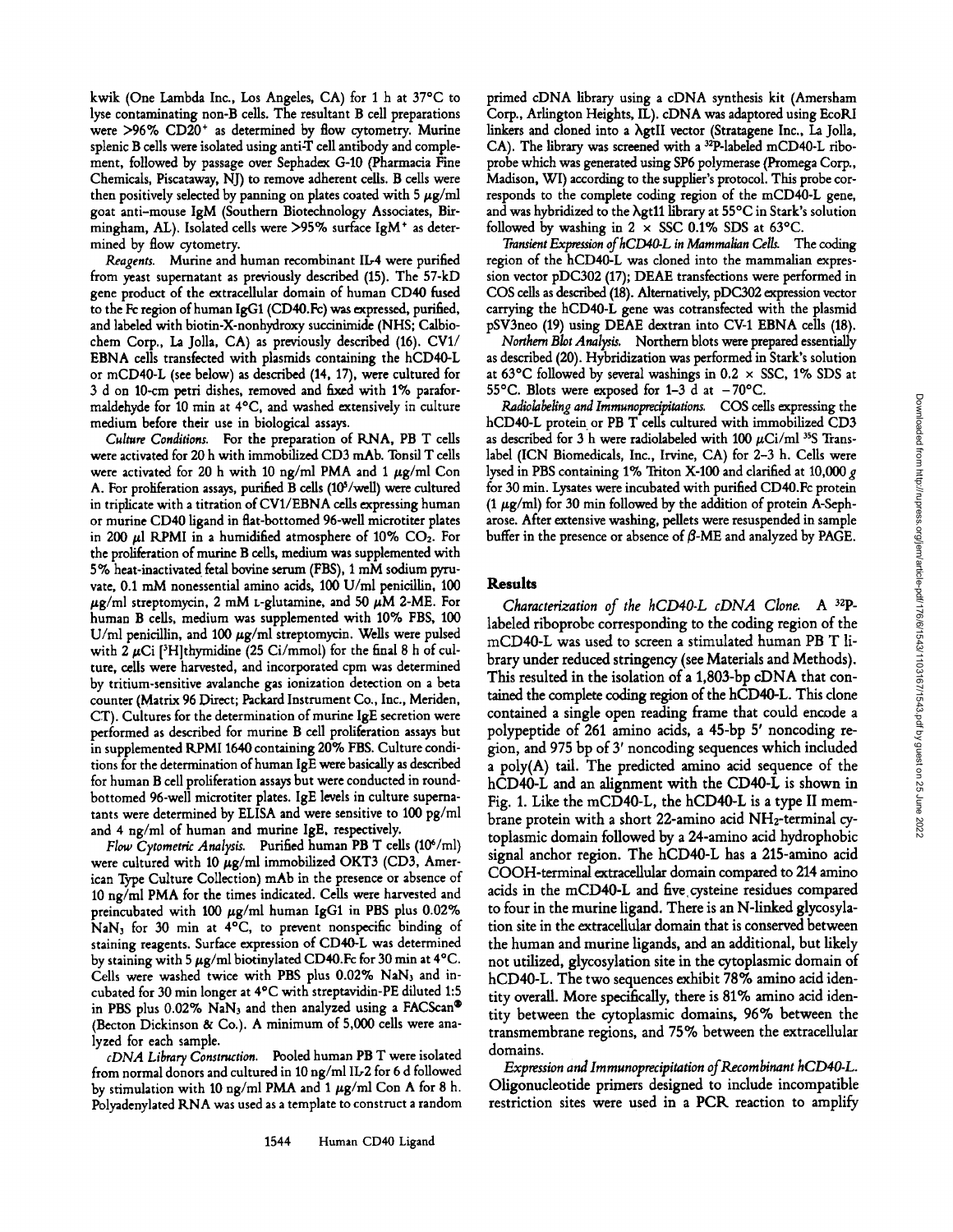kwik (One Lambda Inc., Los Angeles, CA) for 1 h at 37°C to lyse contaminating non-B cells. The resultant B cell preparations were >96% CD20+ as determined by flow cytometry. Murine splenic B cells were isolated using anti-T cell antibody and complement, followed by passage over Sephadex G-10 (Pharmacia Fine Chemicals, Piscataway, NJ) to remove adherent cells. B cells were then positively selected by panning on plates coated with 5 μg/ml goat anti-mouse IgM (Southern Biotechnology Associates, Birmingham, AL). Isolated cells were >95% surface IgM+ as determined by flow cytometry.

*Reagents.* Murine and human recombinant IL-4 were purified from yeast supernatant as previously described (15). The 57-kD gene product of the extracellular domain of human CD40 fused to the Fc region of human IgG1 (CD40.Fc) was expressed, purified, and labeled with biotin-X-nonhydroxy succinimide (NHS; Calbiochem Corp., La Jolla, CA) as previously described (16). CV1/EBNA cells transfected with plasmids containing the hCD40-L or mCD40-L (see below) as described (14, 17), were cultured for 3 d on 10-cm petri dishes, removed and fixed with 1% paraformaldehyde for 10 min at 4°C, and washed extensively in culture medium before their use in biological assays.

*Culture Conditions.* For the preparation of RNA, PB T cells were activated for 20 h with immobilized CD3 mAb. Tonsil T cells were activated for 20 h with 10 ng/ml PMA and 1 μg/ml Con A. For proliferation assays, purified B cells ($10^5$/well) were cultured in triplicate with a titration of CV1/EBNA cells expressing human or murine CD40 ligand in flat-bottomed 96-well microtiter plates in 200 μl RPMI in a humidified atmosphere of 10% $CO_2$. For the proliferation of murine B cells, medium was supplemented with 5% heat-inactivated fetal bovine serum (FBS), 1 mM sodium pyruvate, 0.1 mM nonessential amino acids, 100 U/ml penicillin, 100 μg/ml streptomycin, 2 mM L-glutamine, and 50 μM 2-ME. For human B cells, medium was supplemented with 10% FBS, 100 U/ml penicillin, and 100 μg/ml streptomycin. Wells were pulsed with 2 μCi [$^3$H]thymidine (25 Ci/mmol) for the final 8 h of culture, cells were harvested, and incorporated cpm was determined by tritium-sensitive avalanche gas ionization detection on a beta counter (Matrix 96 Direct; Packard Instrument Co., Inc., Meriden, CT). Cultures for the determination of murine IgE secretion were performed as described for murine B cell proliferation assays but in supplemented RPMI 1640 containing 20% FBS. Culture conditions for the determination of human IgE were basically as described for human B cell proliferation assays but were conducted in round-bottomed 96-well microtiter plates. IgE levels in culture supernatants were determined by ELISA and were sensitive to 100 pg/ml and 4 ng/ml of human and murine IgE, respectively.

*Flow Cytometric Analysis.* Purified human PB T cells ($10^6$/ml) were cultured with 10 μg/ml immobilized OKT3 (CD3, American Type Culture Collection) mAb in the presence or absence of 10 ng/ml PMA for the times indicated. Cells were harvested and preincubated with 100 μg/ml human IgG1 in PBS plus 0.02% $NaN_3$ for 30 min at 4°C, to prevent nonspecific binding of staining reagents. Surface expression of CD40-L was determined by staining with 5 μg/ml biotinylated CD40.Fc for 30 min at 4°C. Cells were washed twice with PBS plus 0.02% $NaN_3$ and incubated for 30 min longer at 4°C with streptavidin-PE diluted 1:5 in PBS plus 0.02% $NaN_3$ and then analyzed using a FACScan® (Becton Dickinson & Co.). A minimum of 5,000 cells were analyzed for each sample.

*cDNA Library Construction.* Pooled human PB T were isolated from normal donors and cultured in 10 ng/ml IL-2 for 6 d followed by stimulation with 10 ng/ml PMA and 1 μg/ml Con A for 8 h. Polyadenylated RNA was used as a template to construct a random primed cDNA library using a cDNA synthesis kit (Amersham Corp., Arlington Heights, IL). cDNA was adaptored using EcoRI linkers and cloned into a λgtII vector (Stratagene Inc., La Jolla, CA). The library was screened with a $^{32}$P-labeled mCD40-L riboprobe which was generated using SP6 polymerase (Promega Corp., Madison, WI) according to the supplier's protocol. This probe corresponds to the complete coding region of the mCD40-L gene, and was hybridized to the λgt11 library at 55°C in Stark's solution followed by washing in 2 × SSC 0.1% SDS at 63°C.

*Transient Expression of hCD40-L in Mammalian Cells.* The coding region of the hCD40-L was cloned into the mammalian expression vector pDC302 (17); DEAE transfections were performed in COS cells as described (18). Alternatively, pDC302 expression vector carrying the hCD40-L gene was cotransfected with the plasmid pSV3neo (19) using DEAE dextran into CV-1 EBNA cells (18).

*Northern Blot Analysis.* Northern blots were prepared essentially as described (20). Hybridization was performed in Stark's solution at 63°C followed by several washings in 0.2 × SSC, 1% SDS at 55°C. Blots were exposed for 1–3 d at −70°C.

*Radiolabeling and Immunoprecipitations.* COS cells expressing the hCD40-L protein or PB T cells cultured with immobilized CD3 as described for 3 h were radiolabeled with 100 μCi/ml $^{35}$S Translabel (ICN Biomedicals, Inc., Irvine, CA) for 2–3 h. Cells were lysed in PBS containing 1% Triton X-100 and clarified at 10,000 g for 30 min. Lysates were incubated with purified CD40.Fc protein (1 μg/ml) for 30 min followed by the addition of protein A-Sepharose. After extensive washing, pellets were resuspended in sample buffer in the presence or absence of β-ME and analyzed by PAGE.

## Results

*Characterization of the hCD40-L cDNA Clone.* A $^{32}$P-labeled riboprobe corresponding to the coding region of the mCD40-L was used to screen a stimulated human PB T library under reduced stringency (see Materials and Methods). This resulted in the isolation of a 1,803-bp cDNA that contained the complete coding region of the hCD40-L. This clone contained a single open reading frame that could encode a polypeptide of 261 amino acids, a 45-bp 5′ noncoding region, and 975 bp of 3′ noncoding sequences which included a poly(A) tail. The predicted amino acid sequence of the hCD40-L and an alignment with the CD40-L is shown in Fig. 1. Like the mCD40-L, the hCD40-L is a type II membrane protein with a short 22-amino acid $NH_2$-terminal cytoplasmic domain followed by a 24-amino acid hydrophobic signal anchor region. The hCD40-L has a 215-amino acid COOH-terminal extracellular domain compared to 214 amino acids in the mCD40-L and five cysteine residues compared to four in the murine ligand. There is an N-linked glycosylation site in the extracellular domain that is conserved between the human and murine ligands, and an additional, but likely not utilized, glycosylation site in the cytoplasmic domain of hCD40-L. The two sequences exhibit 78% amino acid identity overall. More specifically, there is 81% amino acid identity between the cytoplasmic domains, 96% between the transmembrane regions, and 75% between the extracellular domains.

*Expression and Immunoprecipitation of Recombinant hCD40-L.* Oligonucleotide primers designed to include incompatible restriction sites were used in a PCR reaction to amplify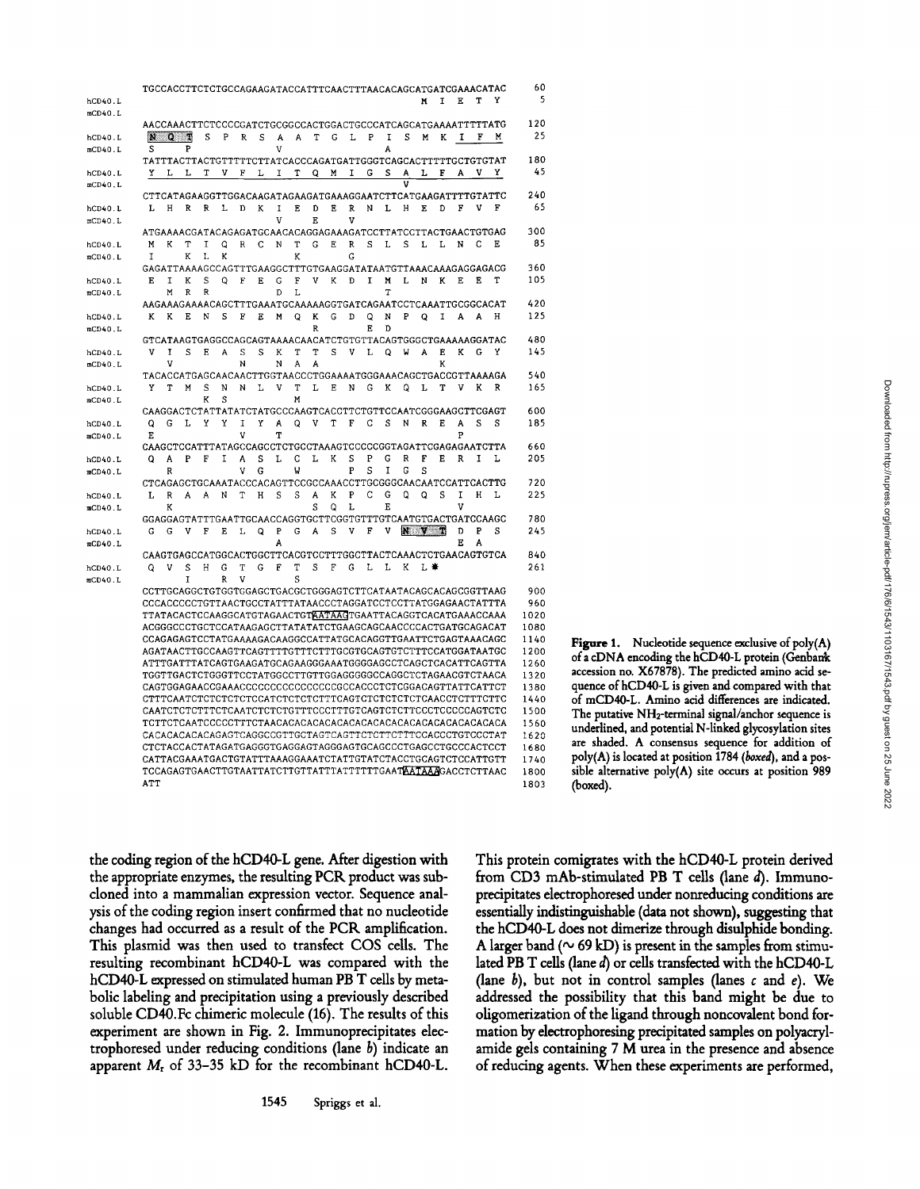```
         TGCCACCTTCTCTGCCAGAAGATACCATTTCAACTTTAACACAGCATGATCGAAACATAC   60
hCD40.L                                                 M  I  E  T  Y     5
mCD40.L
         AACCAAACTTCTCCCCGATCTGCGGCCACTGGACTGCCCATCAGCATGAAAATTTTTATG  120
hCD40.L  N  Q  T  S  P  R  S  A  A  T  G  L  P  I  S  M  K  I  F  M     25
mCD40.L  S     P              V                 A
         TATTTACTTACTGTTTTTCTTATCACCCAGATGATTGGGTCAGCACTTTTTGCTGTGTAT  180
hCD40.L  Y  L  L  T  V  F  L  I  T  Q  M  I  G  S  A  L  F  A  V  Y     45
mCD40.L                                               V
         CTTCATAGAAGGTTGGACAAGATAGAAGATGAAAGGAATCTTCATGAAGATTTTGTATTC  240
hCD40.L  L  H  R  R  L  D  K  I  E  D  E  R  N  L  H  E  D  F  V  F     65
mCD40.L                       V     E     V
         ATGAAAACGATACAGAGATGCAACACAGGAGAAAGATCCTTATCCTTACTGAACTGTGAG  300
hCD40.L  M  K  T  I  Q  R  C  N  T  G  E  R  S  L  S  L  L  N  C  E     85
mCD40.L  I     K  L  K           K     G
         GAGATTAAAAGCCAGTTTGAAGGCTTTGTGAAGGATATAATGTTAAACAAAGAGGAGACG  360
hCD40.L  E  I  K  S  Q  F  E  G  F  V  K  D  I  M  L  N  K  E  E  T    105
mCD40.L     M  R  R           D  L              T
         AAGAAAGAAAACAGCTTTGAAATGCAAAAAGGTGATCAGAATCCTCAAATTGCGGCACAT  420
hCD40.L  K  K  E  N  S  F  E  M  Q  K  G  D  Q  N  P  Q  I  A  A  H    125
mCD40.L                             R        E  D
         GTCATAAGTGAGGCCAGCAGTAAAACAACATCTGTGTTACAGTGGGCTGAAAAAGGATAC  480
hCD40.L  V  I  S  E  A  S  S  K  T  T  S  V  L  Q  W  A  E  K  G  Y    145
mCD40.L     V              N     N  A  A                 K
         TACACCATGAGCAACAACTTGGTAACCCTGGAAAATGGGAAACAGCTGACCGTTAAAAGA  540
hCD40.L  Y  T  M  S  N  N  L  V  T  L  E  N  G  K  Q  L  T  V  K  R    165
mCD40.L           K  S           M
         CAAGGACTCTATTATATCTATGCCCAAGTCACCTTCTGTTCCAATCGGGAAGCTTCGAGT  600
hCD40.L  Q  G  L  Y  Y  I  Y  A  Q  V  T  F  C  S  N  R  E  A  S  S    185
mCD40.L  E              V     T                          P
         CAAGCTCCATTTATAGCCAGCCTCTGCCTAAAGTCCCCCGGTAGATTCGAGAGAATCTTA  660
hCD40.L  Q  A  P  F  I  A  S  L  C  L  K  S  P  G  R  F  E  R  I  L    205
mCD40.L     R           V  G     W        P  S  I  G  S
         CTCAGAGCTGCAAATACCCACAGTTCCGCCAAACCTTGCGGGCAACAATCCATTCACTTG  720
hCD40.L  L  R  A  A  N  T  H  S  S  A  K  P  C  G  Q  Q  S  I  H  L    225
mCD40.L     K                       S  Q  L     E           V
         GGAGGAGTATTTGAATTGCAACCAGGTGCTTCGGTGTTTGTCAATGTGACTGATCCAAGC  780
hCD40.L  G  G  V  F  E  L  Q  P  G  A  S  V  F  V  N  V  T  D  P  S    245
mCD40.L                       A                             E  A
         CAAGTGAGCCATGGCACTGGCTTCACGTCCTTTGGCTTACTCAAACTCTGAACAGTGTCA  840
hCD40.L  Q  V  S  H  G  T  G  F  T  S  F  G  L  L  K  L  *               261
mCD40.L        I     R  V     S
         CCTTGCAGGCTGTGGTGGAGCTGACGCTGGGAGTCTTCATAATACAGCACAGCGGTTAAG  900
         CCCACCCCCTGTTAACTGCCTATTTATAACCCTAGGATCCTCCTTATGGAGAACTATTTA  960
         TTATACACTCCAAGGCATGTAGAACTGTAATAAGTGAATTACAGGTCACATGAAACCAAA 1020
         ACGGGCCCTGCTCCATAAGAGCTTATATATCTGAAGCAGCAACCCCACTGATGCAGACAT 1080
         CCAGAGAGTCCTATGAAAAGACAAGGCCATTATGCACAGGTTGAATTCTGAGTAAACAGC 1140
         AGATAACTTGCCAAGTTCAGTTTTGTTTCTTTGCGTGCAGTGTCTTTCCATGGATAATGC 1200
         ATTTGATTTATCAGTGAAGATGCAGAAGGGAAATGGGGAGCCTCAGCTCACATTCAGTTA 1260
         TGGTTGACTCTGGGTTCCTATGGCCTTGTTGGAGGGGGCCAGGCTCTAGAACGTCTAACA 1320
         CAGTGGAGAACCGAAACCCCCCCCCCCCCCCCGCCACCCTCTCGGACAGTTATTCATTCT 1380
         CTTTCAATCTCTCTCTCTCCATCTCTCTCTTTCAGTCTCTCTCTCTCAACCTCTTTCTTC 1440
         CAATCTCTCTTTCTCAATCTCTCTGTTTCCCTTTGTCAGTCTCTTCCCTCCCCCAGTCTC 1500
         TCTTCTCAATCCCCTTTCTAACACACACACACACACACACACACACACACACACACACACA 1560
         CACACACACACAGAGTCAGGCCGTTGCTAGTCAGTTCTCTTCTTTCCACCCTGTCCCTAT 1620
         CTCTACCACTATAGATGAGGGTGAGGAGTAGGGAGTGCAGCCCTGAGCCTGCCCACTCCT 1680
         CATTACGAAATGACTGTATTTAAAGGAAATCTATTGTATCTACCTGCAGTCTCCATTGTT 1740
         TCCAGAGTGAACTTGTAATTATCTTGTTATTTATTTTTTGAATAATAAAGACCTCTTAAC 1800
         ATT                                                          1803
```

**Figure 1.** Nucleotide sequence exclusive of poly(A) of a cDNA encoding the hCD40-L protein (Genbank accession no. X67878). The predicted amino acid sequence of hCD40-L is given and compared with that of mCD40-L. Amino acid differences are indicated. The putative $NH_2$-terminal signal/anchor sequence is underlined, and potential N-linked glycosylation sites are shaded. A consensus sequence for addition of poly(A) is located at position 1784 (*boxed*), and a possible alternative poly(A) site occurs at position 989 (boxed).

the coding region of the hCD40-L gene. After digestion with the appropriate enzymes, the resulting PCR product was subcloned into a mammalian expression vector. Sequence analysis of the coding region insert confirmed that no nucleotide changes had occurred as a result of the PCR amplification. This plasmid was then used to transfect COS cells. The resulting recombinant hCD40-L was compared with the hCD40-L expressed on stimulated human PB T cells by metabolic labeling and precipitation using a previously described soluble CD40.Fc chimeric molecule (16). The results of this experiment are shown in Fig. 2. Immunoprecipitates electrophoresed under reducing conditions (lane *b*) indicate an apparent $M_r$ of 33–35 kD for the recombinant hCD40-L. This protein comigrates with the hCD40-L protein derived from CD3 mAb-stimulated PB T cells (lane *d*). Immunoprecipitates electrophoresed under nonreducing conditions are essentially indistinguishable (data not shown), suggesting that the hCD40-L does not dimerize through disulphide bonding. A larger band (~ 69 kD) is present in the samples from stimulated PB T cells (lane *d*) or cells transfected with the hCD40-L (lane *b*), but not in control samples (lanes *c* and *e*). We addressed the possibility that this band might be due to oligomerization of the ligand through noncovalent bond formation by electrophoresing precipitated samples on polyacrylamide gels containing 7 M urea in the presence and absence of reducing agents. When these experiments are performed,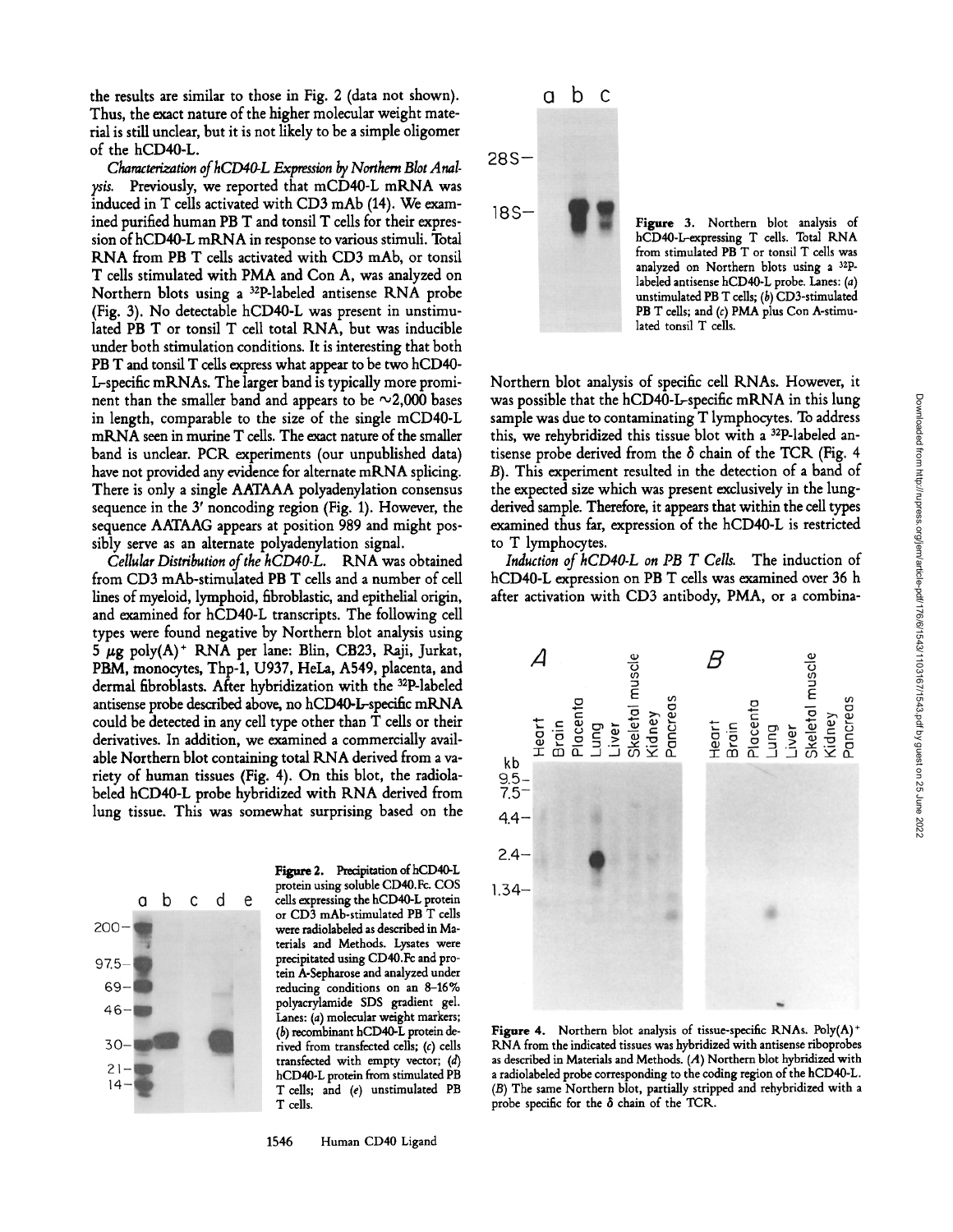the results are similar to those in Fig. 2 (data not shown). Thus, the exact nature of the higher molecular weight material is still unclear, but it is not likely to be a simple oligomer of the hCD40-L.

*Characterization of hCD40-L Expression by Northern Blot Analysis.* Previously, we reported that mCD40-L mRNA was induced in T cells activated with CD3 mAb (14). We examined purified human PB T and tonsil T cells for their expression of hCD40-L mRNA in response to various stimuli. Total RNA from PB T cells activated with CD3 mAb, or tonsil T cells stimulated with PMA and Con A, was analyzed on Northern blots using a $^{32}$P-labeled antisense RNA probe (Fig. 3). No detectable hCD40-L was present in unstimulated PB T or tonsil T cell total RNA, but was inducible under both stimulation conditions. It is interesting that both PB T and tonsil T cells express what appear to be two hCD40-L-specific mRNAs. The larger band is typically more prominent than the smaller band and appears to be ~2,000 bases in length, comparable to the size of the single mCD40-L mRNA seen in murine T cells. The exact nature of the smaller band is unclear. PCR experiments (our unpublished data) have not provided any evidence for alternate mRNA splicing. There is only a single AATAAA polyadenylation consensus sequence in the 3' noncoding region (Fig. 1). However, the sequence AATAAG appears at position 989 and might possibly serve as an alternate polyadenylation signal.

*Cellular Distribution of the hCD40-L.* RNA was obtained from CD3 mAb-stimulated PB T cells and a number of cell lines of myeloid, lymphoid, fibroblastic, and epithelial origin, and examined for hCD40-L transcripts. The following cell types were found negative by Northern blot analysis using 5 μg poly(A)$^+$ RNA per lane: Blin, CB23, Raji, Jurkat, PBM, monocytes, Thp-1, U937, HeLa, A549, placenta, and dermal fibroblasts. After hybridization with the $^{32}$P-labeled antisense probe described above, no hCD40-L-specific mRNA could be detected in any cell type other than T cells or their derivatives. In addition, we examined a commercially available Northern blot containing total RNA derived from a variety of human tissues (Fig. 4). On this blot, the radiolabeled hCD40-L probe hybridized with RNA derived from lung tissue. This was somewhat surprising based on the Northern blot analysis of specific cell RNAs. However, it was possible that the hCD40-L-specific mRNA in this lung sample was due to contaminating T lymphocytes. To address this, we rehybridized this tissue blot with a $^{32}$P-labeled antisense probe derived from the δ chain of the TCR (Fig. 4 *B*). This experiment resulted in the detection of a band of the expected size which was present exclusively in the lung-derived sample. Therefore, it appears that within the cell types examined thus far, expression of the hCD40-L is restricted to T lymphocytes.

*Induction of hCD40-L on PB T Cells.* The induction of hCD40-L expression on PB T cells was examined over 36 h after activation with CD3 antibody, PMA, or a combina-

**Figure 2.** Precipitation of hCD40-L protein using soluble CD40.Fc. COS cells expressing the hCD40-L protein or CD3 mAb-stimulated PB T cells were radiolabeled as described in Materials and Methods. Lysates were precipitated using CD40.Fc and protein A-Sepharose and analyzed under reducing conditions on an 8–16% polyacrylamide SDS gradient gel. Lanes: (*a*) molecular weight markers; (*b*) recombinant hCD40-L protein derived from transfected cells; (*c*) cells transfected with empty vector; (*d*) hCD40-L protein from stimulated PB T cells; and (*e*) unstimulated PB T cells.

**Figure 3.** Northern blot analysis of hCD40-L-expressing T cells. Total RNA from stimulated PB T or tonsil T cells was analyzed on Northern blots using a $^{32}$P-labeled antisense hCD40-L probe. Lanes: (*a*) unstimulated PB T cells; (*b*) CD3-stimulated PB T cells; and (*c*) PMA plus Con A-stimulated tonsil T cells.

**Figure 4.** Northern blot analysis of tissue-specific RNAs. Poly(A)$^+$ RNA from the indicated tissues was hybridized with antisense riboprobes as described in Materials and Methods. (*A*) Northern blot hybridized with a radiolabeled probe corresponding to the coding region of the hCD40-L. (*B*) The same Northern blot, partially stripped and rehybridized with a probe specific for the δ chain of the TCR.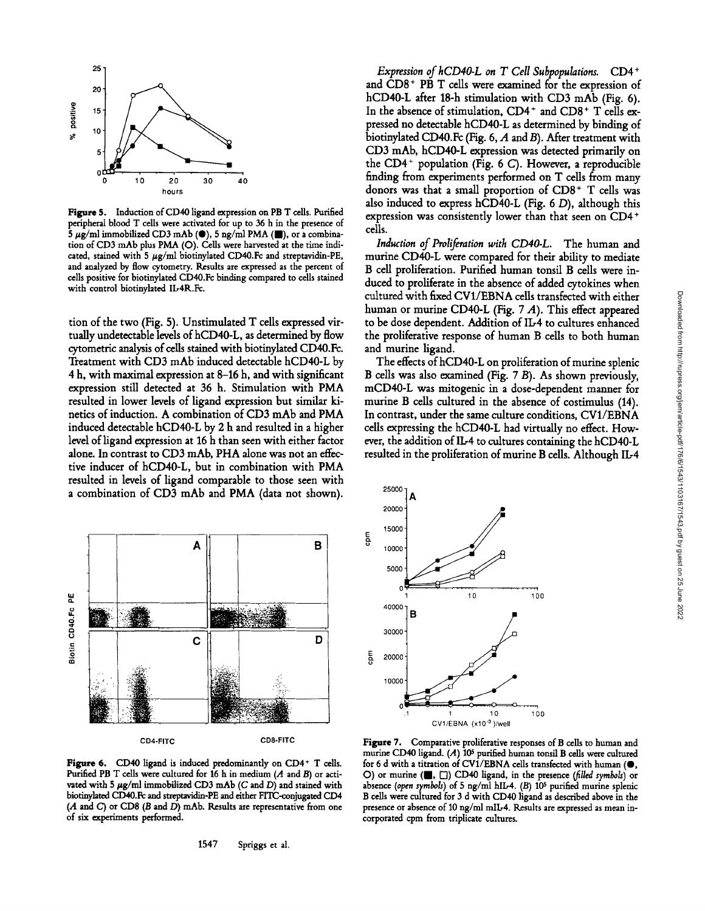Figure 5. Induction of CD40 ligand expression on PB T cells. Purified peripheral blood T cells were activated for up to 36 h in the presence of 5 μg/ml immobilized CD3 mAb (●), 5 ng/ml PMA (■), or a combination of CD3 mAb plus PMA (○). Cells were harvested at the time indicated, stained with 5 μg/ml biotinylated CD40.Fc and streptavidin-PE, and analyzed by flow cytometry. Results are expressed as the percent of cells positive for biotinylated CD40.Fc binding compared to cells stained with control biotinylated IL-4R.Fc.

tion of the two (Fig. 5). Unstimulated T cells expressed virtually undetectable levels of hCD40-L, as determined by flow cytometric analysis of cells stained with biotinylated CD40.Fc. Treatment with CD3 mAb induced detectable hCD40-L by 4 h, with maximal expression at 8–16 h, and with significant expression still detected at 36 h. Stimulation with PMA resulted in lower levels of ligand expression but similar kinetics of induction. A combination of CD3 mAb and PMA induced detectable hCD40-L by 2 h and resulted in a higher level of ligand expression at 16 h than seen with either factor alone. In contrast to CD3 mAb, PHA alone was not an effective inducer of hCD40-L, but in combination with PMA resulted in levels of ligand comparable to those seen with a combination of CD3 mAb and PMA (data not shown).

Figure 6. CD40 ligand is induced predominantly on $CD4^+$ T cells. Purified PB T cells were cultured for 16 h in medium (*A* and *B*) or activated with 5 μg/ml immobilized CD3 mAb (*C* and *D*) and stained with biotinylated CD40.Fc and streptavidin-PE and either FITC-conjugated CD4 (*A* and *C*) or CD8 (*B* and *D*) mAb. Results are representative from one of six experiments performed.

*Expression of hCD40-L on T Cell Subpopulations.* $CD4^+$ and $CD8^+$ PB T cells were examined for the expression of hCD40-L after 18-h stimulation with CD3 mAb (Fig. 6). In the absence of stimulation, $CD4^+$ and $CD8^+$ T cells expressed no detectable hCD40-L as determined by binding of biotinylated CD40.Fc (Fig. 6, *A* and *B*). After treatment with CD3 mAb, hCD40-L expression was detected primarily on the $CD4^+$ population (Fig. 6 *C*). However, a reproducible finding from experiments performed on T cells from many donors was that a small proportion of $CD8^+$ T cells was also induced to express hCD40-L (Fig. 6 *D*), although this expression was consistently lower than that seen on $CD4^+$ cells.

*Induction of Proliferation with CD40-L.* The human and murine CD40-L were compared for their ability to mediate B cell proliferation. Purified human tonsil B cells were induced to proliferate in the absence of added cytokines when cultured with fixed CV1/EBNA cells transfected with either human or murine CD40-L (Fig. 7 *A*). This effect appeared to be dose dependent. Addition of IL-4 to cultures enhanced the proliferative response of human B cells to both human and murine ligand.

The effects of hCD40-L on proliferation of murine splenic B cells was also examined (Fig. 7 *B*). As shown previously, mCD40-L was mitogenic in a dose-dependent manner for murine B cells cultured in the absence of costimulus (14). In contrast, under the same culture conditions, CV1/EBNA cells expressing the hCD40-L had virtually no effect. However, the addition of IL-4 to cultures containing the hCD40-L resulted in the proliferation of murine B cells. Although IL-4

Figure 7. Comparative proliferative responses of B cells to human and murine CD40 ligand. (*A*) $10^5$ purified human tonsil B cells were cultured for 6 d with a titration of CV1/EBNA cells transfected with human (●, ○) or murine (■, □) CD40 ligand, in the presence (*filled symbols*) or absence (*open symbols*) of 5 ng/ml hIL-4. (*B*) $10^5$ purified murine splenic B cells were cultured for 3 d with CD40 ligand as described above in the presence or absence of 10 ng/ml mIL-4. Results are expressed as mean incorporated cpm from triplicate cultures.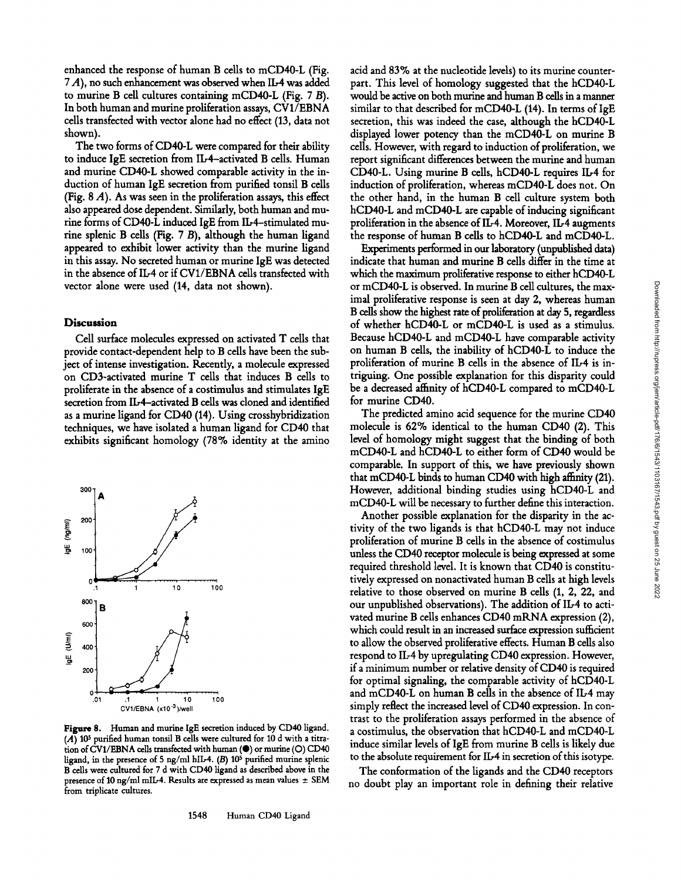enhanced the response of human B cells to mCD40-L (Fig. 7 *A*), no such enhancement was observed when IL-4 was added to murine B cell cultures containing mCD40-L (Fig. 7 *B*). In both human and murine proliferation assays, CV1/EBNA cells transfected with vector alone had no effect (13, data not shown).

The two forms of CD40-L were compared for their ability to induce IgE secretion from IL-4–activated B cells. Human and murine CD40-L showed comparable activity in the induction of human IgE secretion from purified tonsil B cells (Fig. 8 *A*). As was seen in the proliferation assays, this effect also appeared dose dependent. Similarly, both human and murine forms of CD40-L induced IgE from IL-4–stimulated murine splenic B cells (Fig. 7 *B*), although the human ligand appeared to exhibit lower activity than the murine ligand in this assay. No secreted human or murine IgE was detected in the absence of IL-4 or if CV1/EBNA cells transfected with vector alone were used (14, data not shown).

## Discussion

Cell surface molecules expressed on activated T cells that provide contact-dependent help to B cells have been the subject of intense investigation. Recently, a molecule expressed on CD3-activated murine T cells that induces B cells to proliferate in the absence of a costimulus and stimulates IgE secretion from IL-4–activated B cells was cloned and identified as a murine ligand for CD40 (14). Using crosshybridization techniques, we have isolated a human ligand for CD40 that exhibits significant homology (78% identity at the amino acid and 83% at the nucleotide levels) to its murine counterpart. This level of homology suggested that the hCD40-L would be active on both murine and human B cells in a manner similar to that described for mCD40-L (14). In terms of IgE secretion, this was indeed the case, although the hCD40-L displayed lower potency than the mCD40-L on murine B cells. However, with regard to induction of proliferation, we report significant differences between the murine and human CD40-L. Using murine B cells, hCD40-L requires IL-4 for induction of proliferation, whereas mCD40-L does not. On the other hand, in the human B cell culture system both hCD40-L and mCD40-L are capable of inducing significant proliferation in the absence of IL-4. Moreover, IL-4 augments the response of human B cells to hCD40-L and mCD40-L.

Experiments performed in our laboratory (unpublished data) indicate that human and murine B cells differ in the time at which the maximum proliferative response to either hCD40-L or mCD40-L is observed. In murine B cell cultures, the maximal proliferative response is seen at day 2, whereas human B cells show the highest rate of proliferation at day 5, regardless of whether hCD40-L or mCD40-L is used as a stimulus. Because hCD40-L and mCD40-L have comparable activity on human B cells, the inability of hCD40-L to induce the proliferation of murine B cells in the absence of IL-4 is intriguing. One possible explanation for this disparity could be a decreased affinity of hCD40-L compared to mCD40-L for murine CD40.

The predicted amino acid sequence for the murine CD40 molecule is 62% identical to the human CD40 (2). This level of homology might suggest that the binding of both mCD40-L and hCD40-L to either form of CD40 would be comparable. In support of this, we have previously shown that mCD40-L binds to human CD40 with high affinity (21). However, additional binding studies using hCD40-L and mCD40-L will be necessary to further define this interaction.

Another possible explanation for the disparity in the activity of the two ligands is that hCD40-L may not induce proliferation of murine B cells in the absence of costimulus unless the CD40 receptor molecule is being expressed at some required threshold level. It is known that CD40 is constitutively expressed on nonactivated human B cells at high levels relative to those observed on murine B cells (1, 2, 22, and our unpublished observations). The addition of IL-4 to activated murine B cells enhances CD40 mRNA expression (2), which could result in an increased surface expression sufficient to allow the observed proliferative effects. Human B cells also respond to IL-4 by upregulating CD40 expression. However, if a minimum number or relative density of CD40 is required for optimal signaling, the comparable activity of hCD40-L and mCD40-L on human B cells in the absence of IL-4 may simply reflect the increased level of CD40 expression. In contrast to the proliferation assays performed in the absence of a costimulus, the observation that hCD40-L and mCD40-L induce similar levels of IgE from murine B cells is likely due to the absolute requirement for IL-4 in secretion of this isotype.

The conformation of the ligands and the CD40 receptors no doubt play an important role in defining their relative

**Figure 8.** Human and murine IgE secretion induced by CD40 ligand. (*A*) $10^5$ purified human tonsil B cells were cultured for 10 d with a titration of CV1/EBNA cells transfected with human (●) or murine (○) CD40 ligand, in the presence of 5 ng/ml hIL-4. (*B*) $10^5$ purified murine splenic B cells were cultured for 7 d with CD40 ligand as described above in the presence of 10 ng/ml mIL-4. Results are expressed as mean values ± SEM from triplicate cultures.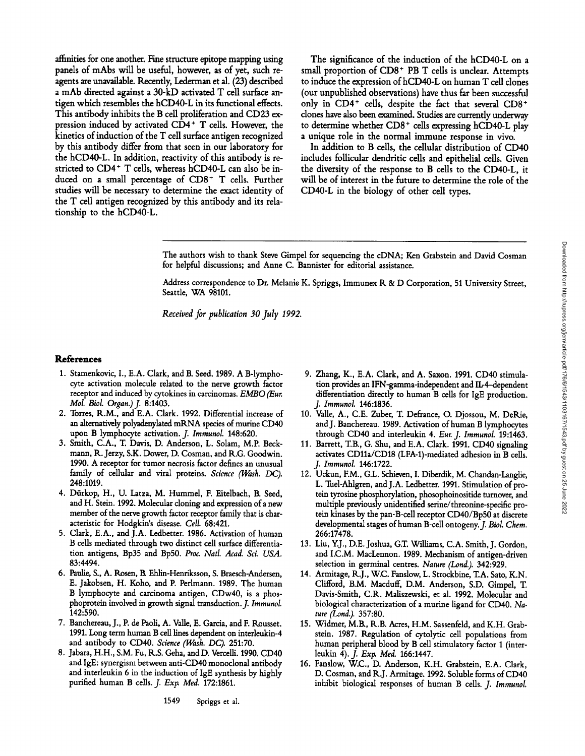affinities for one another. Fine structure epitope mapping using panels of mAbs will be useful, however, as of yet, such reagents are unavailable. Recently, Lederman et al. (23) described a mAb directed against a 30-kD activated T cell surface antigen which resembles the hCD40-L in its functional effects. This antibody inhibits the B cell proliferation and CD23 expression induced by activated CD4+ T cells. However, the kinetics of induction of the T cell surface antigen recognized by this antibody differ from that seen in our laboratory for the hCD40-L. In addition, reactivity of this antibody is restricted to CD4+ T cells, whereas hCD40-L can also be induced on a small percentage of CD8+ T cells. Further studies will be necessary to determine the exact identity of the T cell antigen recognized by this antibody and its relationship to the hCD40-L.

The significance of the induction of the hCD40-L on a small proportion of CD8+ PB T cells is unclear. Attempts to induce the expression of hCD40-L on human T cell clones (our unpublished observations) have thus far been successful only in CD4+ cells, despite the fact that several CD8+ clones have also been examined. Studies are currently underway to determine whether CD8+ cells expressing hCD40-L play a unique role in the normal immune response in vivo.

In addition to B cells, the cellular distribution of CD40 includes follicular dendritic cells and epithelial cells. Given the diversity of the response to B cells to the CD40-L, it will be of interest in the future to determine the role of the CD40-L in the biology of other cell types.

---

The authors wish to thank Steve Gimpel for sequencing the cDNA; Ken Grabstein and David Cosman for helpful discussions; and Anne C. Bannister for editorial assistance.

Address correspondence to Dr. Melanie K. Spriggs, Immunex R & D Corporation, 51 University Street, Seattle, WA 98101.

*Received for publication 30 July 1992.*

## References

1. Stamenkovic, I., E.A. Clark, and B. Seed. 1989. A B-lymphocyte activation molecule related to the nerve growth factor receptor and induced by cytokines in carcinomas. *EMBO (Eur. Mol. Biol. Organ.) J.* 8:1403.
2. Torres, R.M., and E.A. Clark. 1992. Differential increase of an alternatively polyadenylated mRNA species of murine CD40 upon B lymphocyte activation. *J. Immunol.* 148:620.
3. Smith, C.A., T. Davis, D. Anderson, L. Solam, M.P. Beckmann, R. Jerzy, S.K. Dower, D. Cosman, and R.G. Goodwin. 1990. A receptor for tumor necrosis factor defines an unusual family of cellular and viral proteins. *Science (Wash. DC).* 248:1019.
4. Dürkop, H., U. Latza, M. Hummel, F. Eitelbach, B. Seed, and H. Stein. 1992. Molecular cloning and expression of a new member of the nerve growth factor receptor family that is characteristic for Hodgkin's disease. *Cell.* 68:421.
5. Clark, E.A., and J.A. Ledbetter. 1986. Activation of human B cells mediated through two distinct cell surface differentiation antigens, Bp35 and Bp50. *Proc. Natl. Acad. Sci. USA.* 83:4494.
6. Paulie, S., A. Rosen, B. Ehlin-Henriksson, S. Braesch-Andersen, E. Jakobsen, H. Koho, and P. Perlmann. 1989. The human B lymphocyte and carcinoma antigen, CDw40, is a phosphoprotein involved in growth signal transduction. *J. Immunol.* 142:590.
7. Banchereau, J., P. de Paoli, A. Valle, E. Garcia, and F. Rousset. 1991. Long term human B cell lines dependent on interleukin-4 and antibody to CD40. *Science (Wash. DC).* 251:70.
8. Jabara, H.H., S.M. Fu, R.S. Geha, and D. Vercelli. 1990. CD40 and IgE: synergism between anti-CD40 monoclonal antibody and interleukin 6 in the induction of IgE synthesis by highly purified human B cells. *J. Exp. Med.* 172:1861.
9. Zhang, K., E.A. Clark, and A. Saxon. 1991. CD40 stimulation provides an IFN-gamma-independent and IL-4–dependent differentiation directly to human B cells for IgE production. *J. Immunol.* 146:1836.
10. Valle, A., C.E. Zuber, T. Defrance, O. Djossou, M. DeRie, and J. Banchereau. 1989. Activation of human B lymphocytes through CD40 and interleukin 4. *Eur. J. Immunol.* 19:1463.
11. Barrett, T.B., G. Shu, and E.A. Clark. 1991. CD40 signaling activates CD11a/CD18 (LFA-1)-mediated adhesion in B cells. *J. Immunol.* 146:1722.
12. Uckun, F.M., G.L. Schieven, I. Diberdik, M. Chandan-Langlie, L. Tuel-Ahlgren, and J.A. Ledbetter. 1991. Stimulation of protein tyrosine phosphorylation, phosophoinositide turnover, and multiple previously unidentified serine/threonine-specific protein kinases by the pan-B-cell receptor CD40/Bp50 at discrete developmental stages of human B-cell ontogeny. *J. Biol. Chem.* 266:17478.
13. Liu, Y.J., D.E. Joshua, G.T. Williams, C.A. Smith, J. Gordon, and I.C.M. MacLennon. 1989. Mechanism of antigen-driven selection in germinal centres. *Nature (Lond.).* 342:929.
14. Armitage, R.J., W.C. Fanslow, L. Strockbine, T.A. Sato, K.N. Clifford, B.M. Macduff, D.M. Anderson, S.D. Gimpel, T. Davis-Smith, C.R. Maliszewski, et al. 1992. Molecular and biological characterization of a murine ligand for CD40. *Nature (Lond.).* 357:80.
15. Widmer, M.B., R.B. Acres, H.M. Sassenfeld, and K.H. Grabstein. 1987. Regulation of cytolytic cell populations from human peripheral blood by B cell stimulatory factor 1 (interleukin 4). *J. Exp. Med.* 166:1447.
16. Fanslow, W.C., D. Anderson, K.H. Grabstein, E.A. Clark, D. Cosman, and R.J. Armitage. 1992. Soluble forms of CD40 inhibit biological responses of human B cells. *J. Immunol.*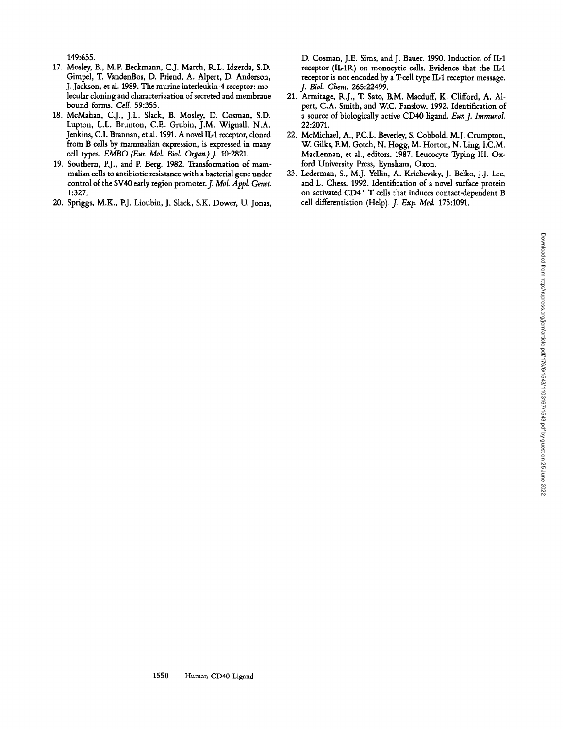149:655.

17. Mosley, B., M.P. Beckmann, C.J. March, R.L. Idzerda, S.D. Gimpel, T. VandenBos, D. Friend, A. Alpert, D. Anderson, J. Jackson, et al. 1989. The murine interleukin-4 receptor: molecular cloning and characterization of secreted and membrane bound forms. *Cell.* 59:355.
18. McMahan, C.J., J.L. Slack, B. Mosley, D. Cosman, S.D. Lupton, L.L. Brunton, C.E. Grubin, J.M. Wignall, N.A. Jenkins, C.I. Brannan, et al. 1991. A novel IL-1 receptor, cloned from B cells by mammalian expression, is expressed in many cell types. *EMBO (Eur. Mol. Biol. Organ.) J.* 10:2821.
19. Southern, P.J., and P. Berg. 1982. Transformation of mammalian cells to antibiotic resistance with a bacterial gene under control of the SV40 early region promoter. *J. Mol. Appl. Genet.* 1:327.
20. Spriggs, M.K., P.J. Lioubin, J. Slack, S.K. Dower, U. Jonas, D. Cosman, J.E. Sims, and J. Bauer. 1990. Induction of IL-1 receptor (IL-1R) on monocytic cells. Evidence that the IL-1 receptor is not encoded by a T-cell type IL-1 receptor message. *J. Biol. Chem.* 265:22499.
21. Armitage, R.J., T. Sato, B.M. Macduff, K. Clifford, A. Alpert, C.A. Smith, and W.C. Fanslow. 1992. Identification of a source of biologically active CD40 ligand. *Eur. J. Immunol.* 22:2071.
22. McMichael, A., P.C.L. Beverley, S. Cobbold, M.J. Crumpton, W. Gilks, F.M. Gotch, N. Hogg, M. Horton, N. Ling, I.C.M. MacLennan, et al., editors. 1987. Leucocyte Typing III. Oxford University Press, Eynsham, Oxon.
23. Lederman, S., M.J. Yellin, A. Krichevsky, J. Belko, J.J. Lee, and L. Chess. 1992. Identification of a novel surface protein on activated CD4$^{+}$ T cells that induces contact-dependent B cell differentiation (Help). *J. Exp. Med.* 175:1091.